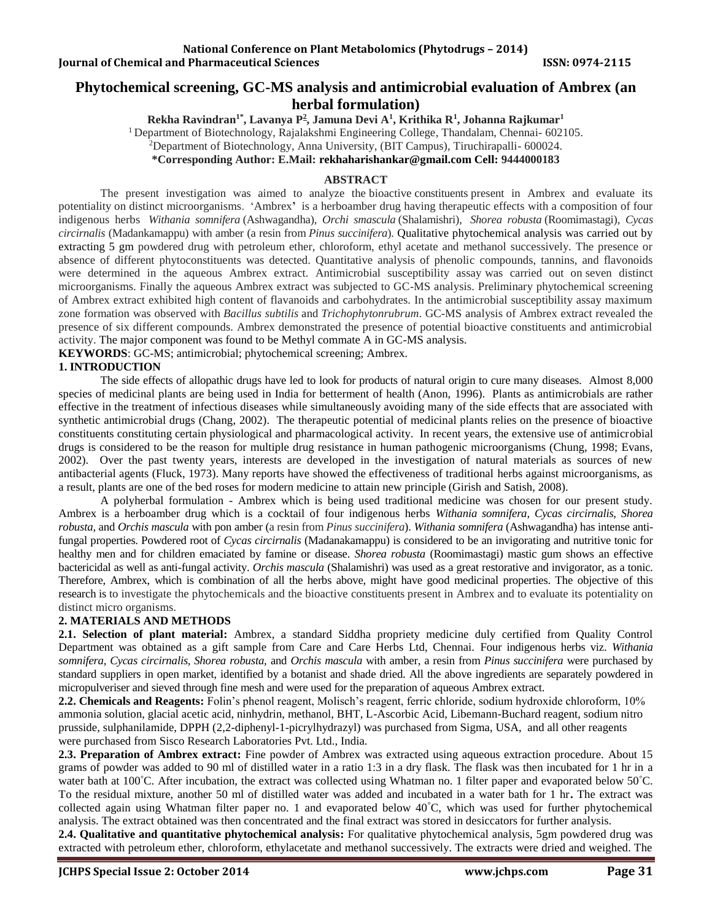# Phytochemical screening, GC-MS analysis and antimicrobial evaluation of Ambrex (an herbal formulation)

**Rekha Ravindran[1*], Lavanya P[2], Jamuna Devi A[1], Krithika R[1], Johanna Rajkumar[1]**

[1] Department of Biotechnology, Rajalakshmi Engineering College, Thandalam, Chennai- 602105.

[2]Department of Biotechnology, Anna University, (BIT Campus), Tiruchirapalli- 600024.

**\*Corresponding Author: E.Mail: rekhaharishankar@gmail.com Cell: 9444000183**

## ABSTRACT

The present investigation was aimed to analyze the bioactive constituents present in Ambrex and evaluate its potentiality on distinct microorganisms. 'Ambrex' is a herboamber drug having therapeutic effects with a composition of four indigenous herbs *Withania somnifera* (Ashwagandha), *Orchi smascula* (Shalamishri), *Shorea robusta* (Roomimastagi), *Cycas circirnalis* (Madankamappu) with amber (a resin from *Pinus succinifera*). Qualitative phytochemical analysis was carried out by extracting 5 gm powdered drug with petroleum ether, chloroform, ethyl acetate and methanol successively. The presence or absence of different phytoconstituents was detected. Quantitative analysis of phenolic compounds, tannins, and flavonoids were determined in the aqueous Ambrex extract. Antimicrobial susceptibility assay was carried out on seven distinct microorganisms. Finally the aqueous Ambrex extract was subjected to GC-MS analysis. Preliminary phytochemical screening of Ambrex extract exhibited high content of flavanoids and carbohydrates. In the antimicrobial susceptibility assay maximum zone formation was observed with *Bacillus subtilis* and *Trichophytonrubrum*. GC-MS analysis of Ambrex extract revealed the presence of six different compounds. Ambrex demonstrated the presence of potential bioactive constituents and antimicrobial activity. The major component was found to be Methyl commate A in GC-MS analysis.

**KEYWORDS**: GC-MS; antimicrobial; phytochemical screening; Ambrex.

## 1. INTRODUCTION

The side effects of allopathic drugs have led to look for products of natural origin to cure many diseases. Almost 8,000 species of medicinal plants are being used in India for betterment of health (Anon, 1996). Plants as antimicrobials are rather effective in the treatment of infectious diseases while simultaneously avoiding many of the side effects that are associated with synthetic antimicrobial drugs (Chang, 2002). The therapeutic potential of medicinal plants relies on the presence of bioactive constituents constituting certain physiological and pharmacological activity. In recent years, the extensive use of antimicrobial drugs is considered to be the reason for multiple drug resistance in human pathogenic microorganisms (Chung, 1998; Evans, 2002). Over the past twenty years, interests are developed in the investigation of natural materials as sources of new antibacterial agents (Fluck, 1973). Many reports have showed the effectiveness of traditional herbs against microorganisms, as a result, plants are one of the bed roses for modern medicine to attain new principle (Girish and Satish, 2008).

A polyherbal formulation - Ambrex which is being used traditional medicine was chosen for our present study. Ambrex is a herboamber drug which is a cocktail of four indigenous herbs *Withania somnifera, Cycas circirnalis, Shorea robusta,* and *Orchis mascula* with pon amber (a resin from *Pinus succinifera*). *Withania somnifera* (Ashwagandha) has intense anti-fungal properties. Powdered root of *Cycas circirnalis* (Madanakamappu) is considered to be an invigorating and nutritive tonic for healthy men and for children emaciated by famine or disease. *Shorea robusta* (Roomimastagi) mastic gum shows an effective bactericidal as well as anti-fungal activity. *Orchis mascula* (Shalamishri) was used as a great restorative and invigorator, as a tonic. Therefore, Ambrex, which is combination of all the herbs above, might have good medicinal properties. The objective of this research is to investigate the phytochemicals and the bioactive constituents present in Ambrex and to evaluate its potentiality on distinct micro organisms.

## 2. MATERIALS AND METHODS

**2.1. Selection of plant material:** Ambrex, a standard Siddha propriety medicine duly certified from Quality Control Department was obtained as a gift sample from Care and Care Herbs Ltd, Chennai. Four indigenous herbs viz. *Withania somnifera, Cycas circirnalis, Shorea robusta,* and *Orchis mascula* with amber, a resin from *Pinus succinifera* were purchased by standard suppliers in open market, identified by a botanist and shade dried. All the above ingredients are separately powdered in micropulveriser and sieved through fine mesh and were used for the preparation of aqueous Ambrex extract.

**2.2. Chemicals and Reagents:** Folin's phenol reagent, Molisch's reagent, ferric chloride, sodium hydroxide chloroform, 10% ammonia solution, glacial acetic acid, ninhydrin, methanol, BHT, L-Ascorbic Acid, Libemann-Buchard reagent, sodium nitro prusside, sulphanilamide, DPPH (2,2-diphenyl-1-picrylhydrazyl) was purchased from Sigma, USA, and all other reagents were purchased from Sisco Research Laboratories Pvt. Ltd., India.

**2.3. Preparation of Ambrex extract:** Fine powder of Ambrex was extracted using aqueous extraction procedure. About 15 grams of powder was added to 90 ml of distilled water in a ratio 1:3 in a dry flask. The flask was then incubated for 1 hr in a water bath at 100˚C. After incubation, the extract was collected using Whatman no. 1 filter paper and evaporated below 50˚C. To the residual mixture, another 50 ml of distilled water was added and incubated in a water bath for 1 hr**.** The extract was collected again using Whatman filter paper no. 1 and evaporated below 40˚C, which was used for further phytochemical analysis. The extract obtained was then concentrated and the final extract was stored in desiccators for further analysis.

**2.4. Qualitative and quantitative phytochemical analysis:** For qualitative phytochemical analysis, 5gm powdered drug was extracted with petroleum ether, chloroform, ethylacetate and methanol successively. The extracts were dried and weighed. The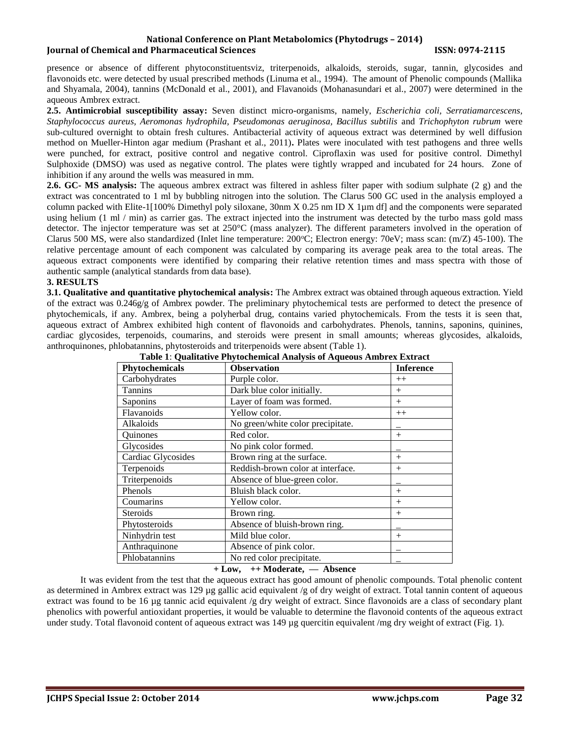presence or absence of different phytoconstituentsviz, triterpenoids, alkaloids, steroids, sugar, tannin, glycosides and flavonoids etc. were detected by usual prescribed methods (Linuma et al., 1994). The amount of Phenolic compounds (Mallika and Shyamala, 2004), tannins (McDonald et al., 2001), and Flavanoids (Mohanasundari et al., 2007) were determined in the aqueous Ambrex extract.

**2.5. Antimicrobial susceptibility assay:** Seven distinct micro-organisms, namely, *Escherichia coli, Serratiamarcescens, Staphylococcus aureus, Aeromonas hydrophila, Pseudomonas aeruginosa, Bacillus subtilis* and *Trichophyton rubrum* were sub-cultured overnight to obtain fresh cultures. Antibacterial activity of aqueous extract was determined by well diffusion method on Mueller-Hinton agar medium (Prashant et al., 2011)**.** Plates were inoculated with test pathogens and three wells were punched, for extract, positive control and negative control. Ciproflaxin was used for positive control. Dimethyl Sulphoxide (DMSO) was used as negative control. The plates were tightly wrapped and incubated for 24 hours. Zone of inhibition if any around the wells was measured in mm.

**2.6. GC- MS analysis:** The aqueous ambrex extract was filtered in ashless filter paper with sodium sulphate (2 g) and the extract was concentrated to 1 ml by bubbling nitrogen into the solution. The Clarus 500 GC used in the analysis employed a column packed with Elite-1[100% Dimethyl poly siloxane, 30nm X 0.25 nm ID X 1μm df] and the components were separated using helium (1 ml / min) as carrier gas. The extract injected into the instrument was detected by the turbo mass gold mass detector. The injector temperature was set at 250°C (mass analyzer). The different parameters involved in the operation of Clarus 500 MS, were also standardized (Inlet line temperature: 200°C; Electron energy: 70eV; mass scan: (m/Z) 45-100). The relative percentage amount of each component was calculated by comparing its average peak area to the total areas. The aqueous extract components were identified by comparing their relative retention times and mass spectra with those of authentic sample (analytical standards from data base).

## 3. RESULTS

**3.1. Qualitative and quantitative phytochemical analysis:** The Ambrex extract was obtained through aqueous extraction. Yield of the extract was 0.246g/g of Ambrex powder. The preliminary phytochemical tests are performed to detect the presence of phytochemicals, if any. Ambrex, being a polyherbal drug, contains varied phytochemicals. From the tests it is seen that, aqueous extract of Ambrex exhibited high content of flavonoids and carbohydrates. Phenols, tannins, saponins, quinines, cardiac glycosides, terpenoids, coumarins, and steroids were present in small amounts; whereas glycosides, alkaloids, anthroquinones, phlobatannins, phytosteroids and triterpenoids were absent (Table 1).

**Table 1**: **Qualitative Phytochemical Analysis of Aqueous Ambrex Extract**

| Phytochemicals | Observation | Inference |
|---|---|---|
| Carbohydrates | Purple color. | ++ |
| Tannins | Dark blue color initially. | + |
| Saponins | Layer of foam was formed. | + |
| Flavanoids | Yellow color. | ++ |
| Alkaloids | No green/white color precipitate. | _ |
| Quinones | Red color. | + |
| Glycosides | No pink color formed. | _ |
| Cardiac Glycosides | Brown ring at the surface. | + |
| Terpenoids | Reddish-brown color at interface. | + |
| Triterpenoids | Absence of blue-green color. | _ |
| Phenols | Bluish black color. | + |
| Coumarins | Yellow color. | + |
| Steroids | Brown ring. | + |
| Phytosteroids | Absence of bluish-brown ring. | _ |
| Ninhydrin test | Mild blue color. | + |
| Anthraquinone | Absence of pink color. | _ |
| Phlobatannins | No red color precipitate. | _ |

**+ Low, ++ Moderate, — Absence**

It was evident from the test that the aqueous extract has good amount of phenolic compounds. Total phenolic content as determined in Ambrex extract was 129 µg gallic acid equivalent /g of dry weight of extract. Total tannin content of aqueous extract was found to be 16 µg tannic acid equivalent /g dry weight of extract. Since flavonoids are a class of secondary plant phenolics with powerful antioxidant properties, it would be valuable to determine the flavonoid contents of the aqueous extract under study. Total flavonoid content of aqueous extract was 149 µg quercitin equivalent /mg dry weight of extract (Fig. 1).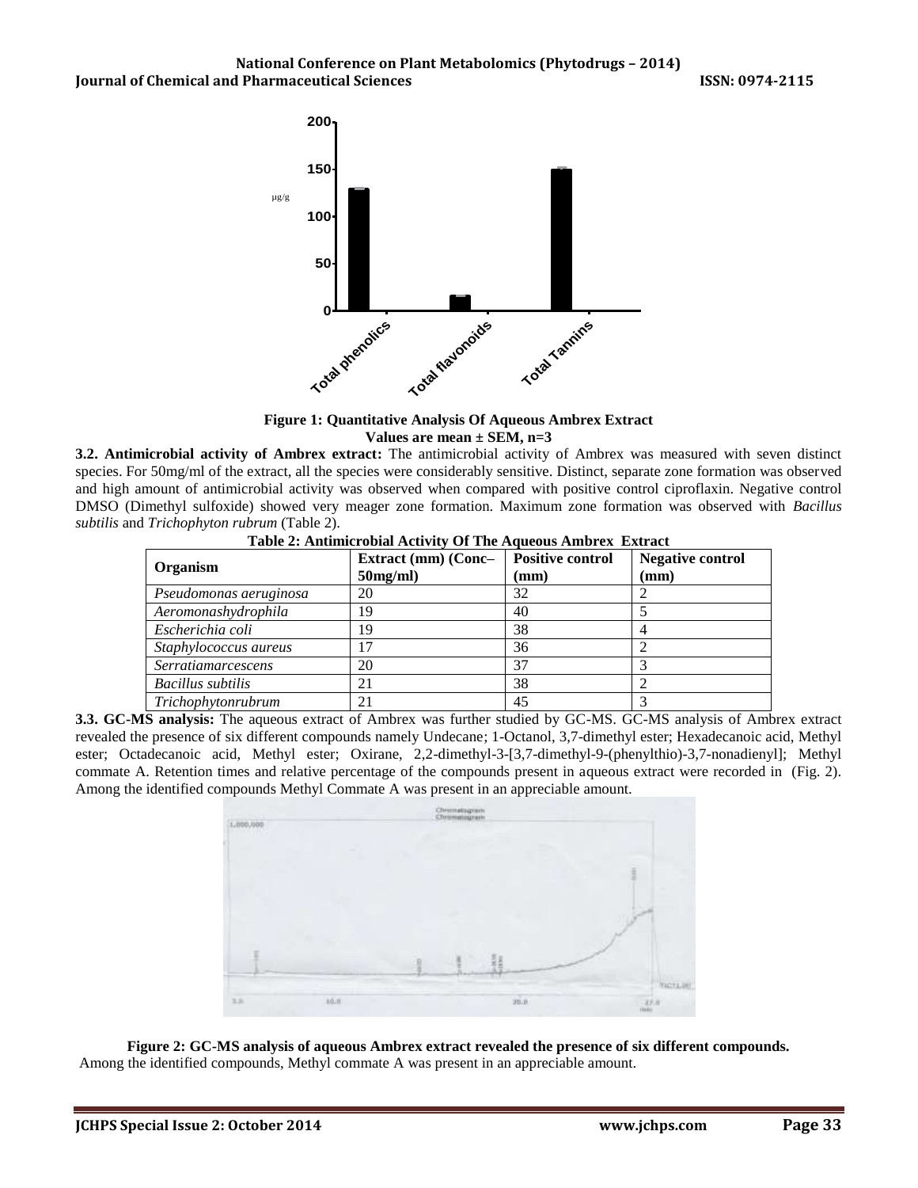200
150
100
50
0
μg/g

Total phenolics
Total flavonoids
Total Tannins

**Figure 1: Quantitative Analysis Of Aqueous Ambrex Extract**
**Values are mean ± SEM, n=3**

**3.2. Antimicrobial activity of Ambrex extract:** The antimicrobial activity of Ambrex was measured with seven distinct species. For 50mg/ml of the extract, all the species were considerably sensitive. Distinct, separate zone formation was observed and high amount of antimicrobial activity was observed when compared with positive control ciproflaxin. Negative control DMSO (Dimethyl sulfoxide) showed very meager zone formation. Maximum zone formation was observed with *Bacillus subtilis* and *Trichophyton rubrum* (Table 2).

**Table 2: Antimicrobial Activity Of The Aqueous Ambrex Extract**

| Organism | Extract (mm) (Conc– 50mg/ml) | Positive control (mm) | Negative control (mm) |
|---|---|---|---|
| *Pseudomonas aeruginosa* | 20 | 32 | 2 |
| *Aeromonashydrophila* | 19 | 40 | 5 |
| *Escherichia coli* | 19 | 38 | 4 |
| *Staphylococcus aureus* | 17 | 36 | 2 |
| *Serratiamarcescens* | 20 | 37 | 3 |
| *Bacillus subtilis* | 21 | 38 | 2 |
| *Trichophytonrubrum* | 21 | 45 | 3 |

**3.3. GC-MS analysis:** The aqueous extract of Ambrex was further studied by GC-MS. GC-MS analysis of Ambrex extract revealed the presence of six different compounds namely Undecane; 1-Octanol, 3,7-dimethyl ester; Hexadecanoic acid, Methyl ester; Octadecanoic acid, Methyl ester; Oxirane, 2,2-dimethyl-3-[3,7-dimethyl-9-(phenylthio)-3,7-nonadienyl]; Methyl commate A. Retention times and relative percentage of the compounds present in aqueous extract were recorded in (Fig. 2). Among the identified compounds Methyl Commate A was present in an appreciable amount.

**Figure 2: GC-MS analysis of aqueous Ambrex extract revealed the presence of six different compounds.**
Among the identified compounds, Methyl commate A was present in an appreciable amount.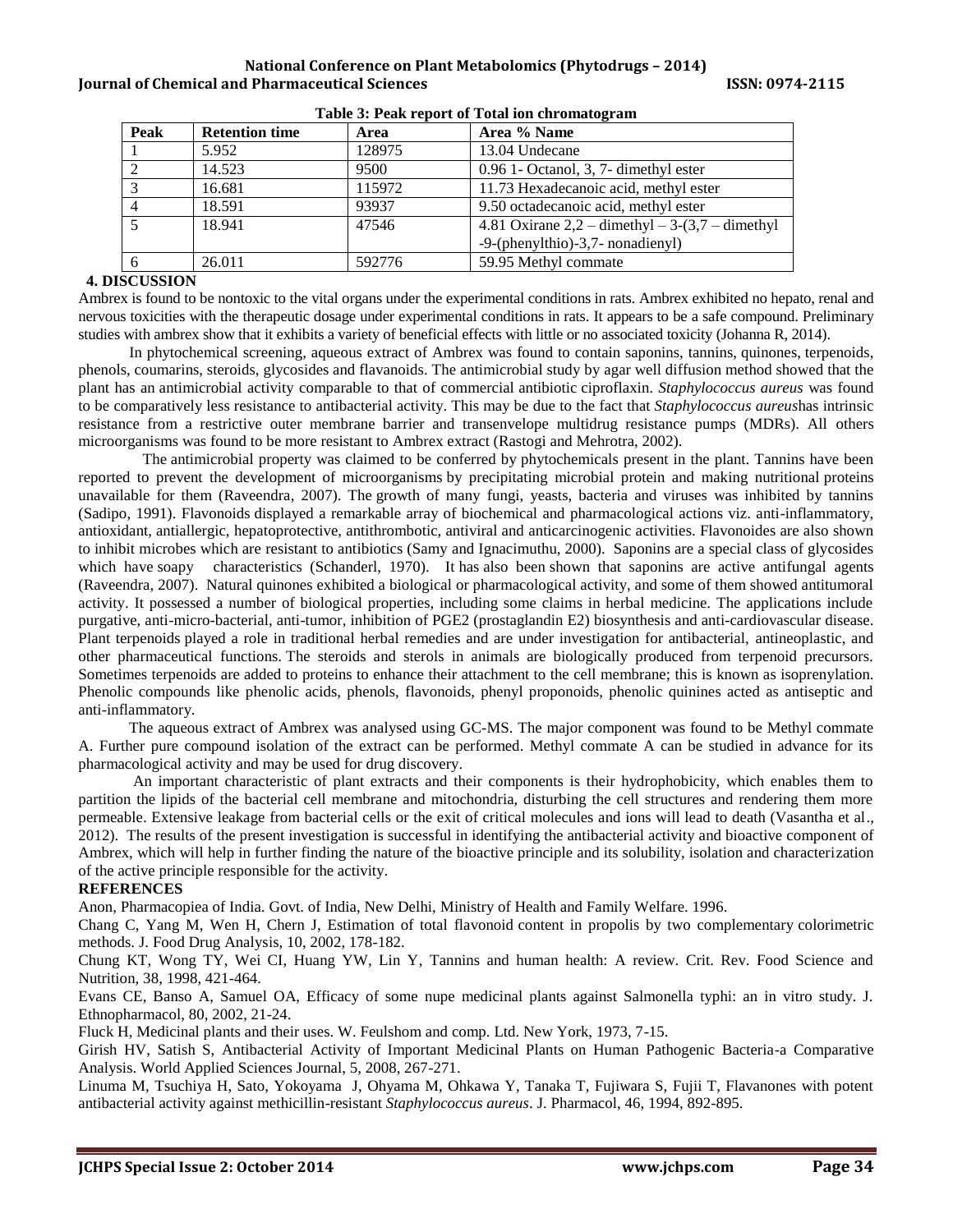**Table 3: Peak report of Total ion chromatogram**

| Peak | Retention time | Area | Area % Name |
|---|---|---|---|
| 1 | 5.952 | 128975 | 13.04 Undecane |
| 2 | 14.523 | 9500 | 0.96 1- Octanol, 3, 7- dimethyl ester |
| 3 | 16.681 | 115972 | 11.73 Hexadecanoic acid, methyl ester |
| 4 | 18.591 | 93937 | 9.50 octadecanoic acid, methyl ester |
| 5 | 18.941 | 47546 | 4.81 Oxirane 2,2 – dimethyl – 3-(3,7 – dimethyl -9-(phenylthio)-3,7- nonadienyl) |
| 6 | 26.011 | 592776 | 59.95 Methyl commate |

## 4. DISCUSSION

Ambrex is found to be nontoxic to the vital organs under the experimental conditions in rats. Ambrex exhibited no hepato, renal and nervous toxicities with the therapeutic dosage under experimental conditions in rats. It appears to be a safe compound. Preliminary studies with ambrex show that it exhibits a variety of beneficial effects with little or no associated toxicity (Johanna R, 2014).

In phytochemical screening, aqueous extract of Ambrex was found to contain saponins, tannins, quinones, terpenoids, phenols, coumarins, steroids, glycosides and flavanoids. The antimicrobial study by agar well diffusion method showed that the plant has an antimicrobial activity comparable to that of commercial antibiotic ciproflaxin. *Staphylococcus aureus* was found to be comparatively less resistance to antibacterial activity. This may be due to the fact that *Staphylococcus aureus*has intrinsic resistance from a restrictive outer membrane barrier and transenvelope multidrug resistance pumps (MDRs). All others microorganisms was found to be more resistant to Ambrex extract (Rastogi and Mehrotra, 2002).

The antimicrobial property was claimed to be conferred by phytochemicals present in the plant. Tannins have been reported to prevent the development of microorganisms by precipitating microbial protein and making nutritional proteins unavailable for them (Raveendra, 2007). The growth of many fungi, yeasts, bacteria and viruses was inhibited by tannins (Sadipo, 1991). Flavonoids displayed a remarkable array of biochemical and pharmacological actions viz. anti-inflammatory, antioxidant, antiallergic, hepatoprotective, antithrombotic, antiviral and anticarcinogenic activities. Flavonoides are also shown to inhibit microbes which are resistant to antibiotics (Samy and Ignacimuthu, 2000). Saponins are a special class of glycosides which have soapy characteristics (Schanderl, 1970). It has also been shown that saponins are active antifungal agents (Raveendra, 2007). Natural quinones exhibited a biological or pharmacological activity, and some of them showed antitumoral activity. It possessed a number of biological properties, including some claims in herbal medicine. The applications include purgative, anti-micro-bacterial, anti-tumor, inhibition of PGE2 (prostaglandin E2) biosynthesis and anti-cardiovascular disease. Plant terpenoids played a role in traditional herbal remedies and are under investigation for antibacterial, antineoplastic, and other pharmaceutical functions. The steroids and sterols in animals are biologically produced from terpenoid precursors. Sometimes terpenoids are added to proteins to enhance their attachment to the cell membrane; this is known as isoprenylation. Phenolic compounds like phenolic acids, phenols, flavonoids, phenyl proponoids, phenolic quinines acted as antiseptic and anti-inflammatory.

The aqueous extract of Ambrex was analysed using GC-MS. The major component was found to be Methyl commate A. Further pure compound isolation of the extract can be performed. Methyl commate A can be studied in advance for its pharmacological activity and may be used for drug discovery.

An important characteristic of plant extracts and their components is their hydrophobicity, which enables them to partition the lipids of the bacterial cell membrane and mitochondria, disturbing the cell structures and rendering them more permeable. Extensive leakage from bacterial cells or the exit of critical molecules and ions will lead to death (Vasantha et al., 2012). The results of the present investigation is successful in identifying the antibacterial activity and bioactive component of Ambrex, which will help in further finding the nature of the bioactive principle and its solubility, isolation and characterization of the active principle responsible for the activity.

## REFERENCES

Anon, Pharmacopiea of India. Govt. of India, New Delhi, Ministry of Health and Family Welfare. 1996.

Chang C, Yang M, Wen H, Chern J, Estimation of total flavonoid content in propolis by two complementary colorimetric methods. J. Food Drug Analysis, 10, 2002, 178-182.

Chung KT, Wong TY, Wei CI, Huang YW, Lin Y, Tannins and human health: A review. Crit. Rev. Food Science and Nutrition, 38, 1998, 421-464.

Evans CE, Banso A, Samuel OA, Efficacy of some nupe medicinal plants against Salmonella typhi: an in vitro study. J. Ethnopharmacol, 80, 2002, 21-24.

Fluck H, Medicinal plants and their uses. W. Feulshom and comp. Ltd. New York, 1973, 7-15.

Girish HV, Satish S, Antibacterial Activity of Important Medicinal Plants on Human Pathogenic Bacteria-a Comparative Analysis. World Applied Sciences Journal, 5, 2008, 267-271.

Linuma M, Tsuchiya H, Sato, Yokoyama J, Ohyama M, Ohkawa Y, Tanaka T, Fujiwara S, Fujii T, Flavanones with potent antibacterial activity against methicillin-resistant *Staphylococcus aureus*. J. Pharmacol, 46, 1994, 892-895.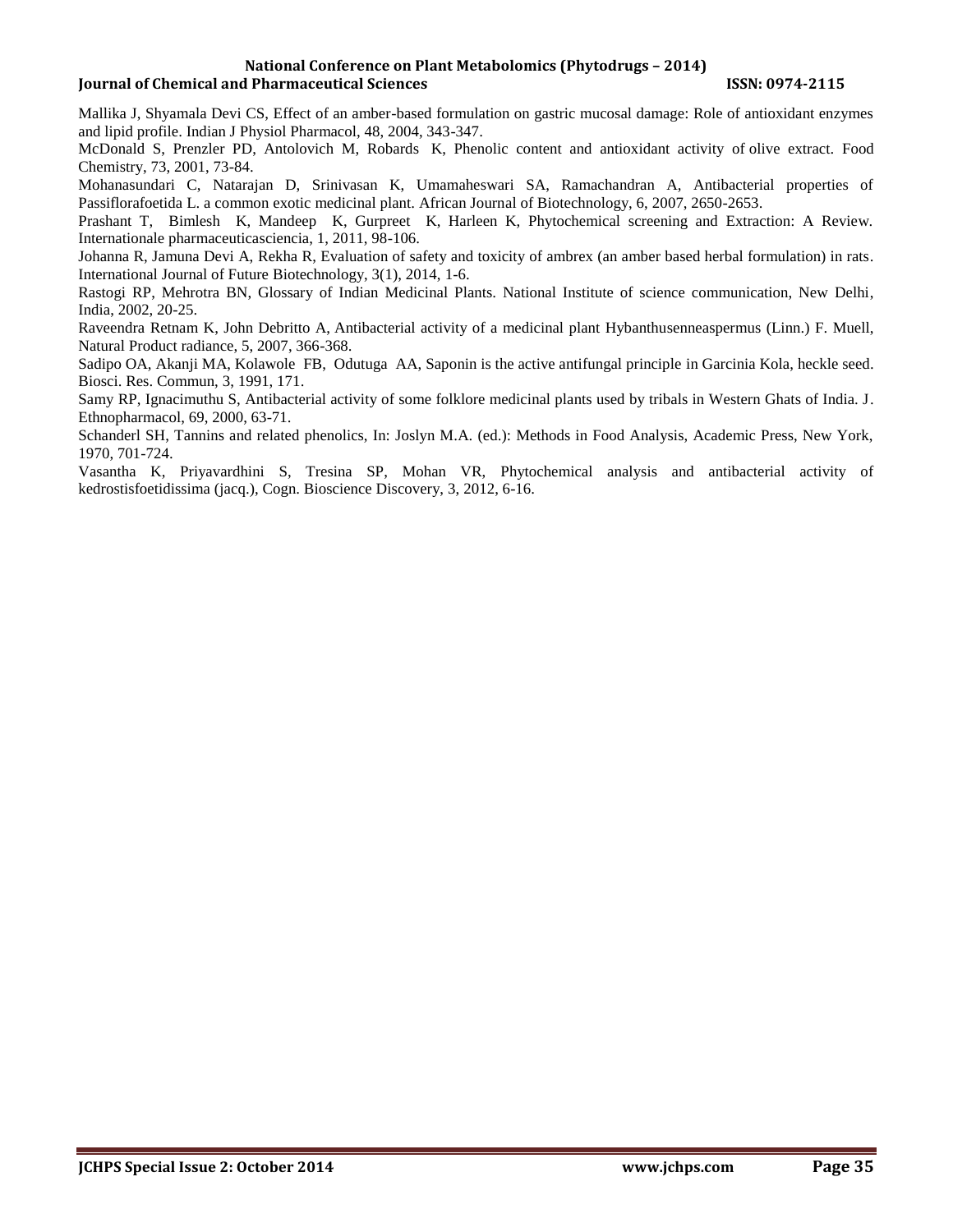Mallika J, Shyamala Devi CS, Effect of an amber-based formulation on gastric mucosal damage: Role of antioxidant enzymes and lipid profile. Indian J Physiol Pharmacol, 48, 2004, 343-347.

McDonald S, Prenzler PD, Antolovich M, Robards K, Phenolic content and antioxidant activity of olive extract. Food Chemistry, 73, 2001, 73-84.

Mohanasundari C, Natarajan D, Srinivasan K, Umamaheswari SA, Ramachandran A, Antibacterial properties of Passiflorafoetida L. a common exotic medicinal plant. African Journal of Biotechnology, 6, 2007, 2650-2653.

Prashant T, Bimlesh K, Mandeep K, Gurpreet K, Harleen K, Phytochemical screening and Extraction: A Review. Internationale pharmaceuticasciencia, 1, 2011, 98-106.

Johanna R, Jamuna Devi A, Rekha R, Evaluation of safety and toxicity of ambrex (an amber based herbal formulation) in rats. International Journal of Future Biotechnology, 3(1), 2014, 1-6.

Rastogi RP, Mehrotra BN, Glossary of Indian Medicinal Plants. National Institute of science communication, New Delhi, India, 2002, 20-25.

Raveendra Retnam K, John Debritto A, Antibacterial activity of a medicinal plant Hybanthusenneaspermus (Linn.) F. Muell, Natural Product radiance, 5, 2007, 366-368.

Sadipo OA, Akanji MA, Kolawole FB, Odutuga AA, Saponin is the active antifungal principle in Garcinia Kola, heckle seed. Biosci. Res. Commun, 3, 1991, 171.

Samy RP, Ignacimuthu S, Antibacterial activity of some folklore medicinal plants used by tribals in Western Ghats of India. J. Ethnopharmacol, 69, 2000, 63-71.

Schanderl SH, Tannins and related phenolics, In: Joslyn M.A. (ed.): Methods in Food Analysis, Academic Press, New York, 1970, 701-724.

Vasantha K, Priyavardhini S, Tresina SP, Mohan VR, Phytochemical analysis and antibacterial activity of kedrostisfoetidissima (jacq.), Cogn. Bioscience Discovery, 3, 2012, 6-16.